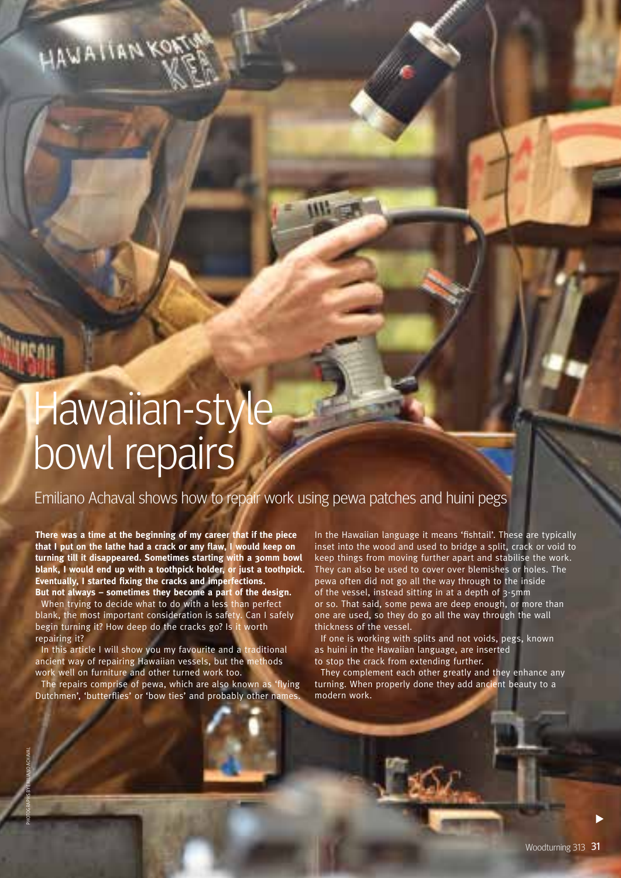# Hawaiian-style bowl repairs

Emiliano Achaval shows how to repair work using pewa patches and huini pegs

**There was a time at the beginning of my career that if the piece that I put on the lathe had a crack or any flaw, I would keep on turning till it disappeared. Sometimes starting with a 30mm bowl blank, I would end up with a toothpick holder, or just a toothpick. Eventually, I started fixing the cracks and imperfections. But not always – sometimes they become a part of the design.**

When trying to decide what to do with a less than perfect blank, the most important consideration is safety. Can I safely begin turning it? How deep do the cracks go? Is it worth repairing it?

In this article I will show you my favourite and a traditional ancient way of repairing Hawaiian vessels, but the methods work well on furniture and other turned work too.

The repairs comprise of pewa, which are also known as 'flying Dutchmen', 'butterflies' or 'bow ties' and probably other names. In the Hawaiian language it means 'fishtail'. These are typically inset into the wood and used to bridge a split, crack or void to keep things from moving further apart and stabilise the work. They can also be used to cover over blemishes or holes. The pewa often did not go all the way through to the inside of the vessel, instead sitting in at a depth of 3-5mm or so. That said, some pewa are deep enough, or more than one are used, so they do go all the way through the wall thickness of the vessel.

If one is working with splits and not voids, pegs, known as huini in the Hawaiian language, are inserted to stop the crack from extending further.

They complement each other greatly and they enhance any turning. When properly done they add ancient beauty to a modern work.

PHOTOGRAPHS BY EMILIANO ACHAVAL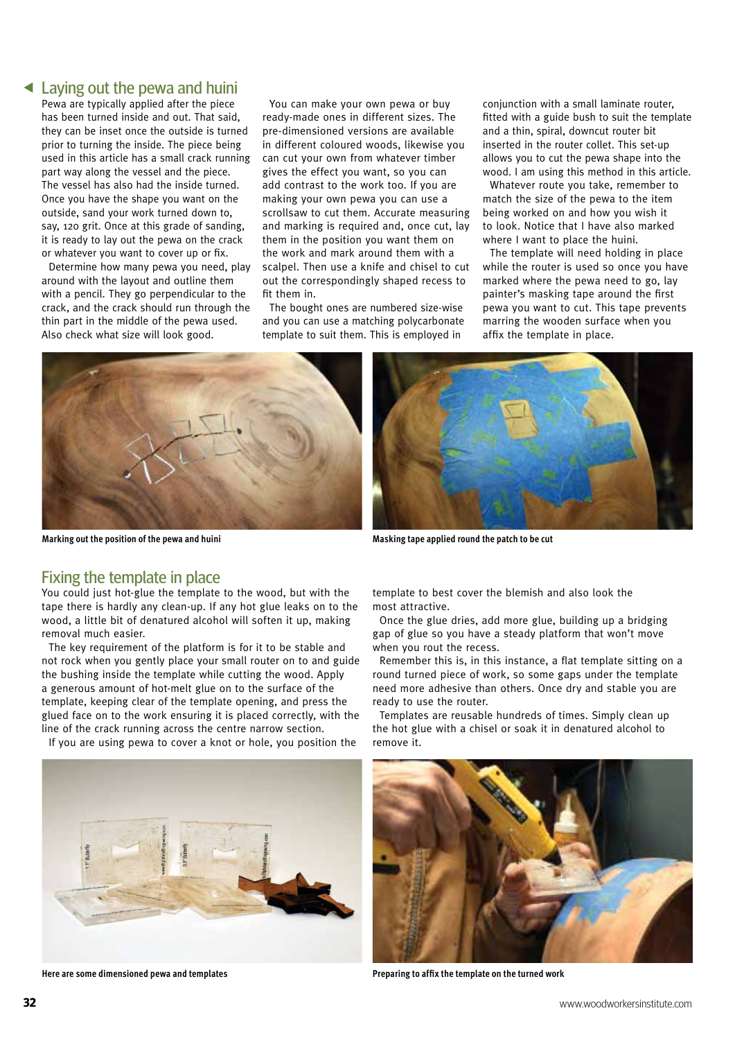## Laying out the pewa and huini

Pewa are typically applied after the piece has been turned inside and out. That said, they can be inset once the outside is turned prior to turning the inside. The piece being used in this article has a small crack running part way along the vessel and the piece. The vessel has also had the inside turned. Once you have the shape you want on the outside, sand your work turned down to, say, 120 grit. Once at this grade of sanding, it is ready to lay out the pewa on the crack or whatever you want to cover up or fix.

Determine how many pewa you need, play around with the layout and outline them with a pencil. They go perpendicular to the crack, and the crack should run through the thin part in the middle of the pewa used. Also check what size will look good.

You can make your own pewa or buy ready-made ones in different sizes. The pre-dimensioned versions are available in different coloured woods, likewise you can cut your own from whatever timber gives the effect you want, so you can add contrast to the work too. If you are making your own pewa you can use a scrollsaw to cut them. Accurate measuring and marking is required and, once cut, lay them in the position you want them on the work and mark around them with a scalpel. Then use a knife and chisel to cut out the correspondingly shaped recess to fit them in.

The bought ones are numbered size-wise and you can use a matching polycarbonate template to suit them. This is employed in conjunction with a small laminate router, fitted with a guide bush to suit the template and a thin, spiral, downcut router bit inserted in the router collet. This set-up allows you to cut the pewa shape into the wood. I am using this method in this article.

Whatever route you take, remember to match the size of the pewa to the item being worked on and how you wish it to look. Notice that I have also marked where I want to place the huini.

The template will need holding in place while the router is used so once you have marked where the pewa need to go, lay painter's masking tape around the first pewa you want to cut. This tape prevents marring the wooden surface when you affix the template in place.

Marking out the position of the pewa and huini

Masking tape applied round the patch to be cut

## Fixing the template in place

You could just hot-glue the template to the wood, but with the tape there is hardly any clean-up. If any hot glue leaks on to the wood, a little bit of denatured alcohol will soften it up, making removal much easier.

The key requirement of the platform is for it to be stable and not rock when you gently place your small router on to and guide the bushing inside the template while cutting the wood. Apply a generous amount of hot-melt glue on to the surface of the template, keeping clear of the template opening, and press the glued face on to the work ensuring it is placed correctly, with the line of the crack running across the centre narrow section.

If you are using pewa to cover a knot or hole, you position the template to best cover the blemish and also look the most attractive.

Once the glue dries, add more glue, building up a bridging gap of glue so you have a steady platform that won't move when you rout the recess.

Remember this is, in this instance, a flat template sitting on a round turned piece of work, so some gaps under the template need more adhesive than others. Once dry and stable you are ready to use the router.

Templates are reusable hundreds of times. Simply clean up the hot glue with a chisel or soak it in denatured alcohol to remove it.

Here are some dimensioned pewa and templates

Preparing to affix the template on the turned work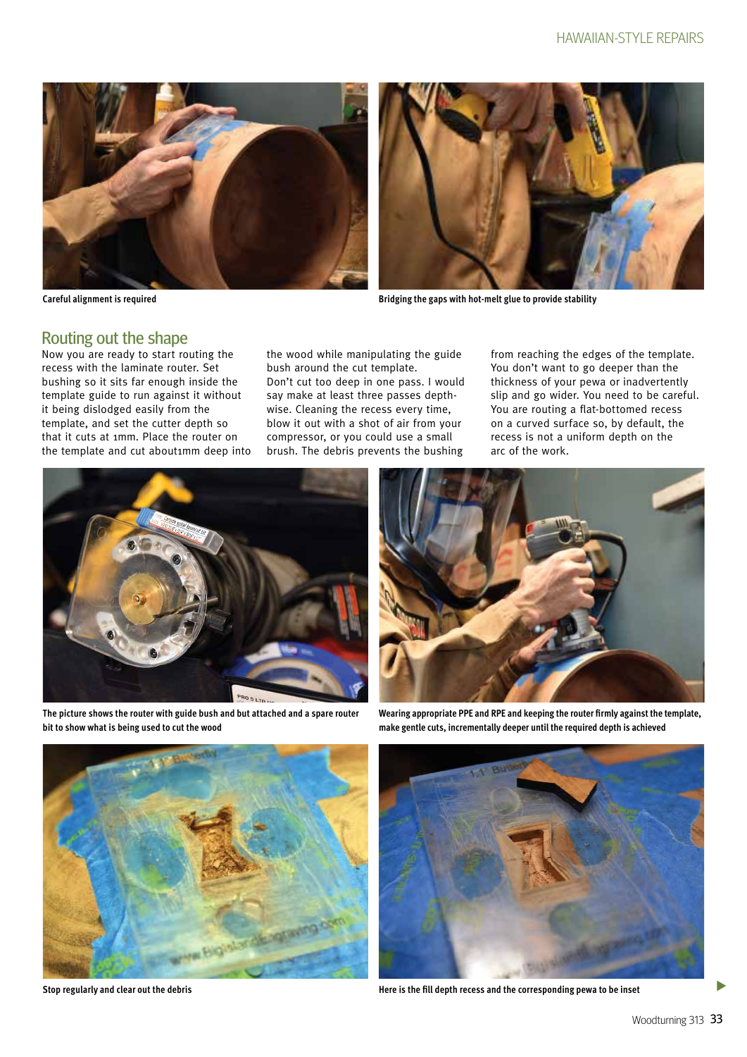Careful alignment is required

Bridging the gaps with hot-melt glue to provide stability

## Routing out the shape

Now you are ready to start routing the recess with the laminate router. Set bushing so it sits far enough inside the template guide to run against it without it being dislodged easily from the template, and set the cutter depth so that it cuts at 1mm. Place the router on the template and cut about1mm deep into the wood while manipulating the guide bush around the cut template.
Don't cut too deep in one pass. I would say make at least three passes depth-wise. Cleaning the recess every time, blow it out with a shot of air from your compressor, or you could use a small brush. The debris prevents the bushing from reaching the edges of the template. You don't want to go deeper than the thickness of your pewa or inadvertently slip and go wider. You need to be careful. You are routing a flat-bottomed recess on a curved surface so, by default, the recess is not a uniform depth on the arc of the work.

The picture shows the router with guide bush and but attached and a spare router bit to show what is being used to cut the wood

Wearing appropriate PPE and RPE and keeping the router firmly against the template, make gentle cuts, incrementally deeper until the required depth is achieved

Stop regularly and clear out the debris

Here is the fill depth recess and the corresponding pewa to be inset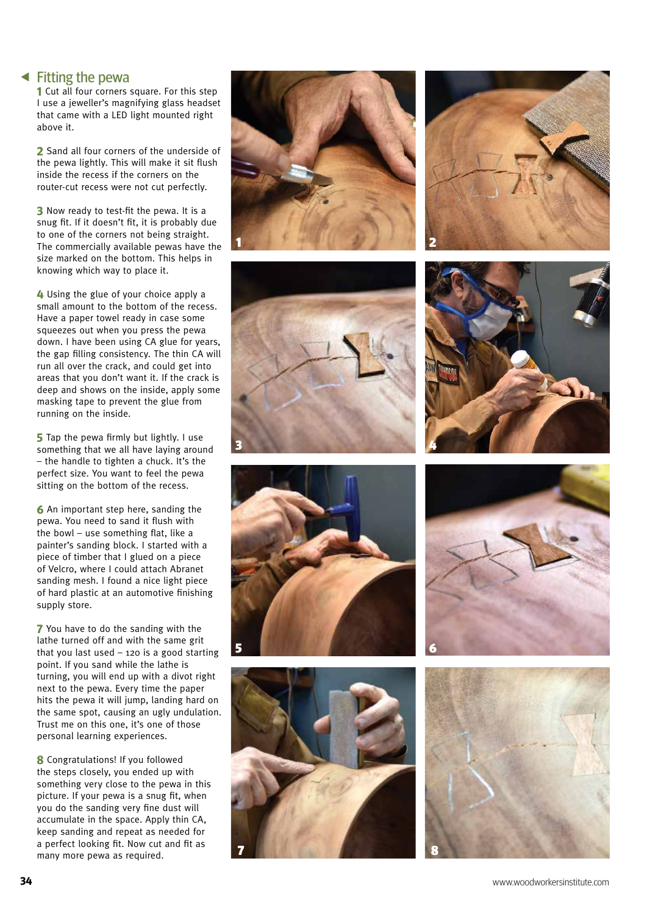## Fitting the pewa

**1** Cut all four corners square. For this step I use a jeweller's magnifying glass headset that came with a LED light mounted right above it.

**2** Sand all four corners of the underside of the pewa lightly. This will make it sit flush inside the recess if the corners on the router-cut recess were not cut perfectly.

**3** Now ready to test-fit the pewa. It is a snug fit. If it doesn't fit, it is probably due to one of the corners not being straight. The commercially available pewas have the size marked on the bottom. This helps in knowing which way to place it.

**4** Using the glue of your choice apply a small amount to the bottom of the recess. Have a paper towel ready in case some squeezes out when you press the pewa down. I have been using CA glue for years, the gap filling consistency. The thin CA will run all over the crack, and could get into areas that you don't want it. If the crack is deep and shows on the inside, apply some masking tape to prevent the glue from running on the inside.

**5** Tap the pewa firmly but lightly. I use something that we all have laying around – the handle to tighten a chuck. It's the perfect size. You want to feel the pewa sitting on the bottom of the recess.

**6** An important step here, sanding the pewa. You need to sand it flush with the bowl – use something flat, like a painter's sanding block. I started with a piece of timber that I glued on a piece of Velcro, where I could attach Abranet sanding mesh. I found a nice light piece of hard plastic at an automotive finishing supply store.

**7** You have to do the sanding with the lathe turned off and with the same grit that you last used – 120 is a good starting point. If you sand while the lathe is turning, you will end up with a divot right next to the pewa. Every time the paper hits the pewa it will jump, landing hard on the same spot, causing an ugly undulation. Trust me on this one, it's one of those personal learning experiences.

**8** Congratulations! If you followed the steps closely, you ended up with something very close to the pewa in this picture. If your pewa is a snug fit, when you do the sanding very fine dust will accumulate in the space. Apply thin CA, keep sanding and repeat as needed for a perfect looking fit. Now cut and fit as many more pewa as required.

1

2

3

4

5

6

7

8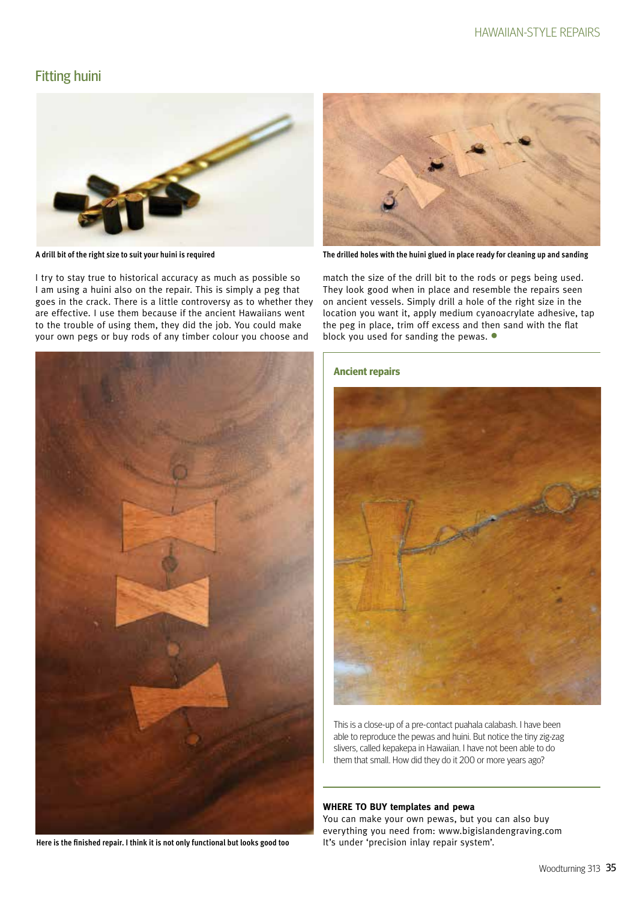## Fitting huini

A drill bit of the right size to suit your huini is required

The drilled holes with the huini glued in place ready for cleaning up and sanding

I try to stay true to historical accuracy as much as possible so I am using a huini also on the repair. This is simply a peg that goes in the crack. There is a little controversy as to whether they are effective. I use them because if the ancient Hawaiians went to the trouble of using them, they did the job. You could make your own pegs or buy rods of any timber colour you choose and match the size of the drill bit to the rods or pegs being used. They look good when in place and resemble the repairs seen on ancient vessels. Simply drill a hole of the right size in the location you want it, apply medium cyanoacrylate adhesive, tap the peg in place, trim off excess and then sand with the flat block you used for sanding the pewas. ●

Here is the finished repair. I think it is not only functional but looks good too

### Ancient repairs

This is a close-up of a pre-contact puahala calabash. I have been able to reproduce the pewas and huini. But notice the tiny zig-zag slivers, called kepakepa in Hawaiian. I have not been able to do them that small. How did they do it 200 or more years ago?

**WHERE TO BUY templates and pewa**
You can make your own pewas, but you can also buy everything you need from: www.bigislandengraving.com It's under 'precision inlay repair system'.